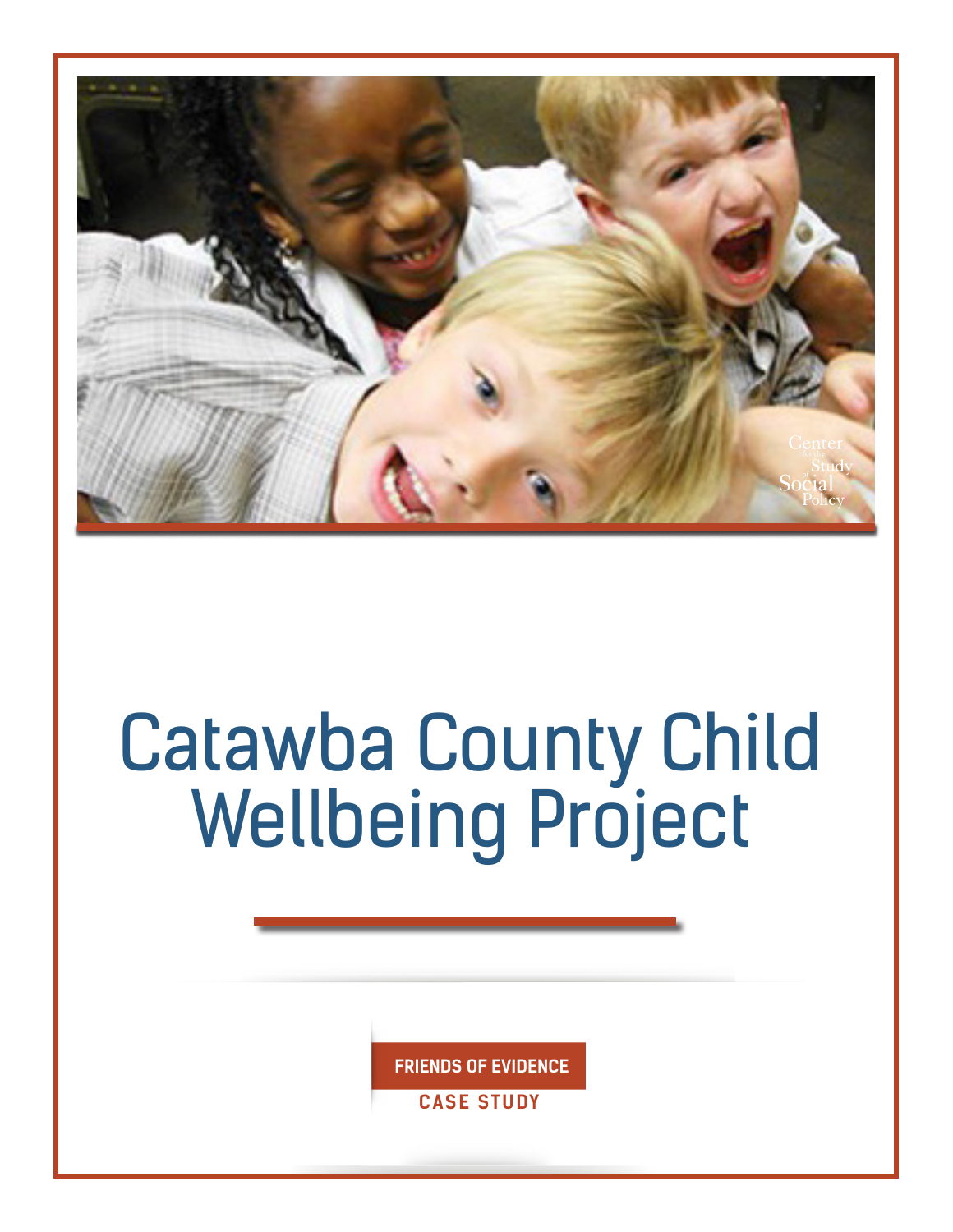# Catawba County Child Wellbeing Project

**FRIENDS OF EVIDENCE**

**CASE STUDY**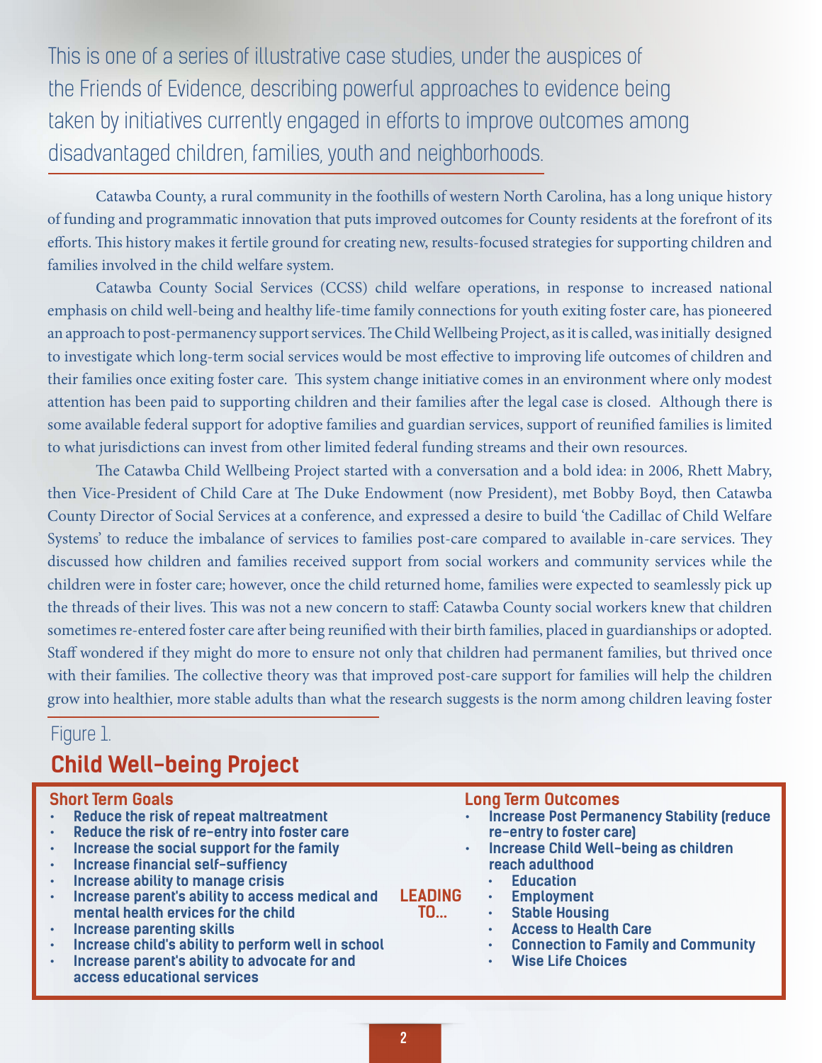This is one of a series of illustrative case studies, under the auspices of the Friends of Evidence, describing powerful approaches to evidence being taken by initiatives currently engaged in efforts to improve outcomes among disadvantaged children, families, youth and neighborhoods.

Catawba County, a rural community in the foothills of western North Carolina, has a long unique history of funding and programmatic innovation that puts improved outcomes for County residents at the forefront of its efforts. This history makes it fertile ground for creating new, results-focused strategies for supporting children and families involved in the child welfare system.

Catawba County Social Services (CCSS) child welfare operations, in response to increased national emphasis on child well-being and healthy life-time family connections for youth exiting foster care, has pioneered an approach to post-permanency support services. The Child Wellbeing Project, as it is called, was initially designed to investigate which long-term social services would be most effective to improving life outcomes of children and their families once exiting foster care. This system change initiative comes in an environment where only modest attention has been paid to supporting children and their families after the legal case is closed. Although there is some available federal support for adoptive families and guardian services, support of reunified families is limited to what jurisdictions can invest from other limited federal funding streams and their own resources.

The Catawba Child Wellbeing Project started with a conversation and a bold idea: in 2006, Rhett Mabry, then Vice-President of Child Care at The Duke Endowment (now President), met Bobby Boyd, then Catawba County Director of Social Services at a conference, and expressed a desire to build 'the Cadillac of Child Welfare Systems' to reduce the imbalance of services to families post-care compared to available in-care services. They discussed how children and families received support from social workers and community services while the children were in foster care; however, once the child returned home, families were expected to seamlessly pick up the threads of their lives. This was not a new concern to staff: Catawba County social workers knew that children sometimes re-entered foster care after being reunified with their birth families, placed in guardianships or adopted. Staff wondered if they might do more to ensure not only that children had permanent families, but thrived once with their families. The collective theory was that improved post-care support for families will help the children grow into healthier, more stable adults than what the research suggests is the norm among children leaving foster

Figure 1.

## Child Well-being Project

**Short Term Goals**

- **Reduce the risk of repeat maltreatment**
- **Reduce the risk of re-entry into foster care**
- **Increase the social support for the family**
- **Increase financial self-suffiency**
- **Increase ability to manage crisis**
- **Increase parent's ability to access medical and mental health ervices for the child**
- **Increase parenting skills**
- **Increase child's ability to perform well in school**
- **Increase parent's ability to advocate for and access educational services**

**LEADING TO...**

**Long Term Outcomes**

- **Increase Post Permanency Stability (reduce re-entry to foster care)**
- **Increase Child Well-being as children reach adulthood**
  - **Education**
  - **Employment**
  - **Stable Housing**
  - **Access to Health Care**
  - **Connection to Family and Community**
  - **Wise Life Choices**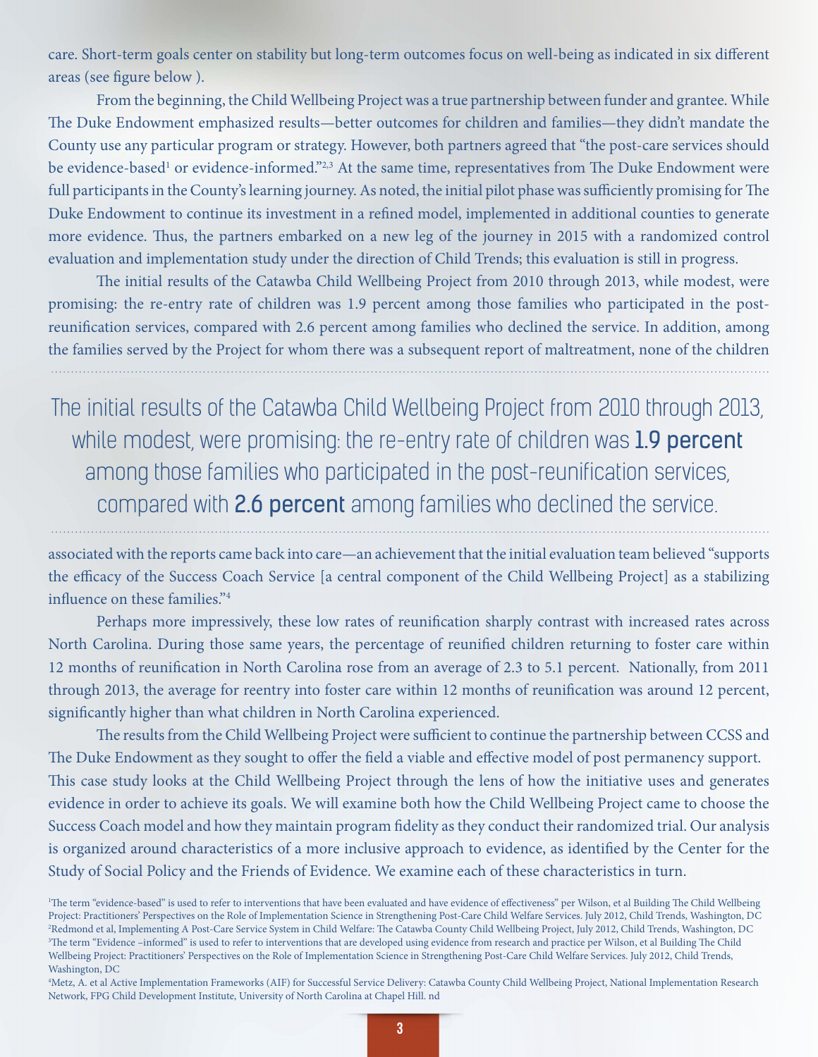care. Short-term goals center on stability but long-term outcomes focus on well-being as indicated in six different areas (see figure below ).

From the beginning, the Child Wellbeing Project was a true partnership between funder and grantee. While The Duke Endowment emphasized results—better outcomes for children and families—they didn't mandate the County use any particular program or strategy. However, both partners agreed that "the post-care services should be evidence-based[1] or evidence-informed."[2,3] At the same time, representatives from The Duke Endowment were full participants in the County's learning journey. As noted, the initial pilot phase was sufficiently promising for The Duke Endowment to continue its investment in a refined model, implemented in additional counties to generate more evidence. Thus, the partners embarked on a new leg of the journey in 2015 with a randomized control evaluation and implementation study under the direction of Child Trends; this evaluation is still in progress.

The initial results of the Catawba Child Wellbeing Project from 2010 through 2013, while modest, were promising: the re-entry rate of children was 1.9 percent among those families who participated in the post-reunification services, compared with 2.6 percent among families who declined the service. In addition, among the families served by the Project for whom there was a subsequent report of maltreatment, none of the children associated with the reports came back into care—an achievement that the initial evaluation team believed "supports the efficacy of the Success Coach Service [a central component of the Child Wellbeing Project] as a stabilizing influence on these families."[4]

> The initial results of the Catawba Child Wellbeing Project from 2010 through 2013, while modest, were promising: the re-entry rate of children was **1.9 percent** among those families who participated in the post-reunification services, compared with **2.6 percent** among families who declined the service.

Perhaps more impressively, these low rates of reunification sharply contrast with increased rates across North Carolina. During those same years, the percentage of reunified children returning to foster care within 12 months of reunification in North Carolina rose from an average of 2.3 to 5.1 percent. Nationally, from 2011 through 2013, the average for reentry into foster care within 12 months of reunification was around 12 percent, significantly higher than what children in North Carolina experienced.

The results from the Child Wellbeing Project were sufficient to continue the partnership between CCSS and The Duke Endowment as they sought to offer the field a viable and effective model of post permanency support. This case study looks at the Child Wellbeing Project through the lens of how the initiative uses and generates evidence in order to achieve its goals. We will examine both how the Child Wellbeing Project came to choose the Success Coach model and how they maintain program fidelity as they conduct their randomized trial. Our analysis is organized around characteristics of a more inclusive approach to evidence, as identified by the Center for the Study of Social Policy and the Friends of Evidence. We examine each of these characteristics in turn.

[1]The term "evidence-based" is used to refer to interventions that have been evaluated and have evidence of effectiveness" per Wilson, et al Building The Child Wellbeing Project: Practitioners' Perspectives on the Role of Implementation Science in Strengthening Post-Care Child Welfare Services. July 2012, Child Trends, Washington, DC

[2]Redmond et al, Implementing A Post-Care Service System in Child Welfare: The Catawba County Child Wellbeing Project, July 2012, Child Trends, Washington, DC

[3]The term "Evidence –informed" is used to refer to interventions that are developed using evidence from research and practice per Wilson, et al Building The Child Wellbeing Project: Practitioners' Perspectives on the Role of Implementation Science in Strengthening Post-Care Child Welfare Services. July 2012, Child Trends, Washington, DC

[4]Metz, A. et al Active Implementation Frameworks (AIF) for Successful Service Delivery: Catawba County Child Wellbeing Project, National Implementation Research Network, FPG Child Development Institute, University of North Carolina at Chapel Hill. nd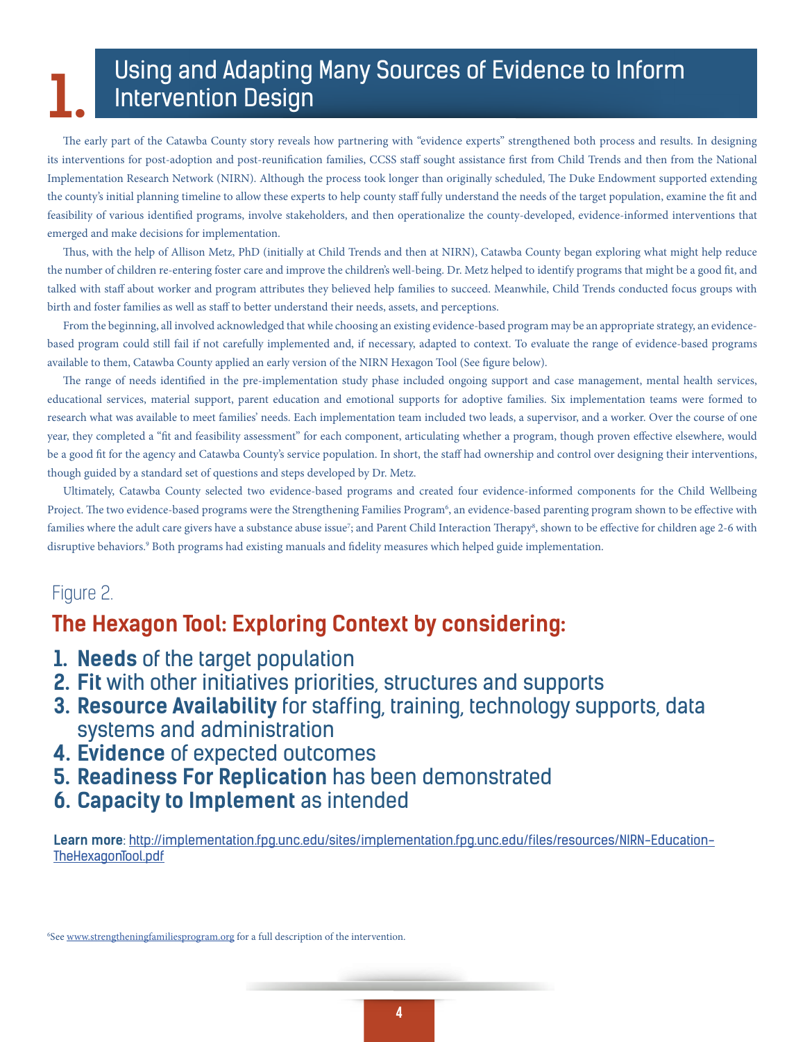# 1. Using and Adapting Many Sources of Evidence to Inform Intervention Design

The early part of the Catawba County story reveals how partnering with "evidence experts" strengthened both process and results. In designing its interventions for post-adoption and post-reunification families, CCSS staff sought assistance first from Child Trends and then from the National Implementation Research Network (NIRN). Although the process took longer than originally scheduled, The Duke Endowment supported extending the county's initial planning timeline to allow these experts to help county staff fully understand the needs of the target population, examine the fit and feasibility of various identified programs, involve stakeholders, and then operationalize the county-developed, evidence-informed interventions that emerged and make decisions for implementation.

Thus, with the help of Allison Metz, PhD (initially at Child Trends and then at NIRN), Catawba County began exploring what might help reduce the number of children re-entering foster care and improve the children's well-being. Dr. Metz helped to identify programs that might be a good fit, and talked with staff about worker and program attributes they believed help families to succeed. Meanwhile, Child Trends conducted focus groups with birth and foster families as well as staff to better understand their needs, assets, and perceptions.

From the beginning, all involved acknowledged that while choosing an existing evidence-based program may be an appropriate strategy, an evidence-based program could still fail if not carefully implemented and, if necessary, adapted to context. To evaluate the range of evidence-based programs available to them, Catawba County applied an early version of the NIRN Hexagon Tool (See figure below).

The range of needs identified in the pre-implementation study phase included ongoing support and case management, mental health services, educational services, material support, parent education and emotional supports for adoptive families. Six implementation teams were formed to research what was available to meet families' needs. Each implementation team included two leads, a supervisor, and a worker. Over the course of one year, they completed a "fit and feasibility assessment" for each component, articulating whether a program, though proven effective elsewhere, would be a good fit for the agency and Catawba County's service population. In short, the staff had ownership and control over designing their interventions, though guided by a standard set of questions and steps developed by Dr. Metz.

Ultimately, Catawba County selected two evidence-based programs and created four evidence-informed components for the Child Wellbeing Project. The two evidence-based programs were the Strengthening Families Program[6], an evidence-based parenting program shown to be effective with families where the adult care givers have a substance abuse issue[7]; and Parent Child Interaction Therapy[8], shown to be effective for children age 2-6 with disruptive behaviors.[9] Both programs had existing manuals and fidelity measures which helped guide implementation.

Figure 2.

## The Hexagon Tool: Exploring Context by considering:

1. **Needs** of the target population
2. **Fit** with other initiatives priorities, structures and supports
3. **Resource Availability** for staffing, training, technology supports, data systems and administration
4. **Evidence** of expected outcomes
5. **Readiness For Replication** has been demonstrated
6. **Capacity to Implement** as intended

**Learn more**: http://implementation.fpg.unc.edu/sites/implementation.fpg.unc.edu/files/resources/NIRN-Education-TheHexagonTool.pdf

[6]See www.strengtheningfamiliesprogram.org for a full description of the intervention.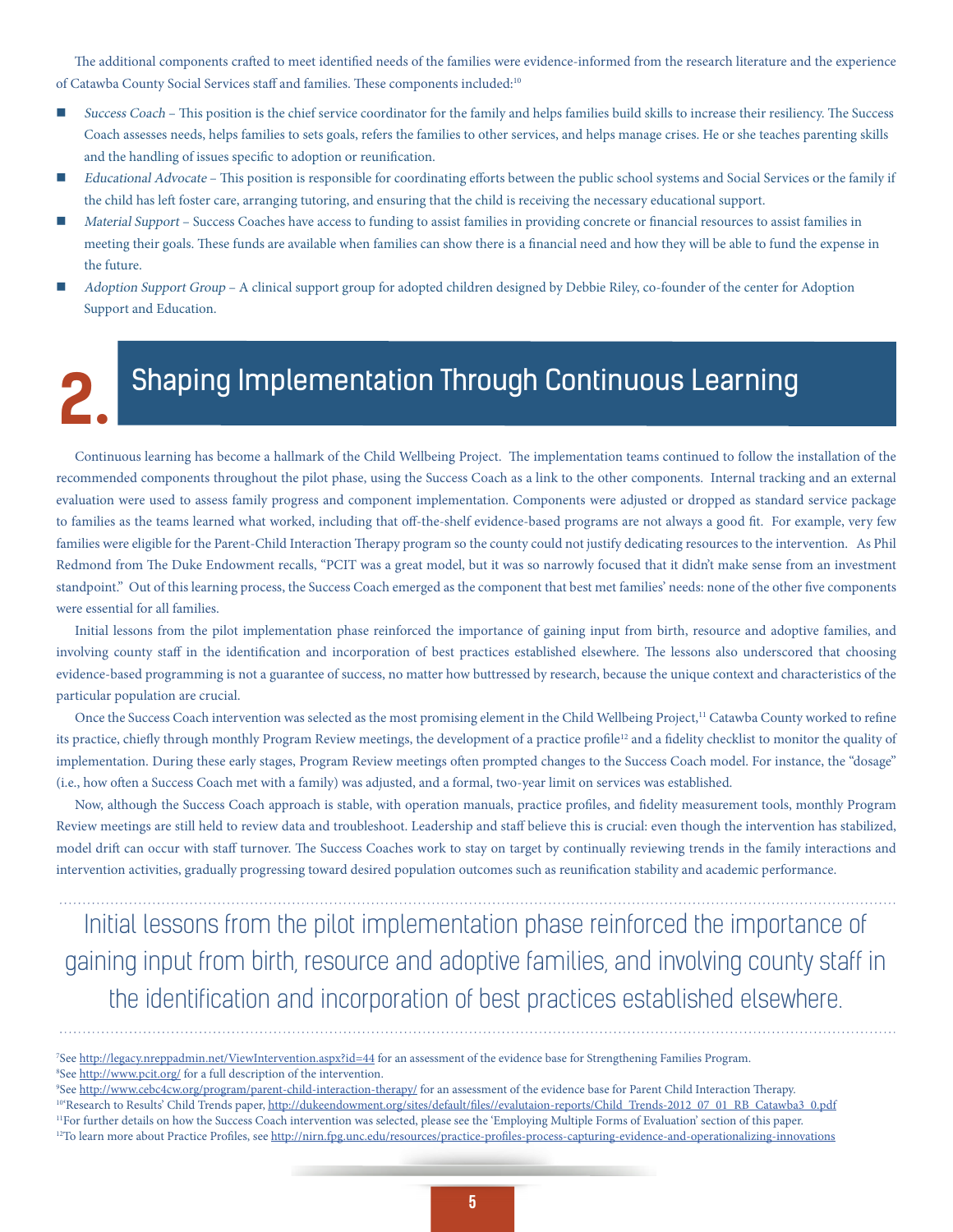The additional components crafted to meet identified needs of the families were evidence-informed from the research literature and the experience of Catawba County Social Services staff and families. These components included:[10]

- *Success Coach* – This position is the chief service coordinator for the family and helps families build skills to increase their resiliency. The Success Coach assesses needs, helps families to sets goals, refers the families to other services, and helps manage crises. He or she teaches parenting skills and the handling of issues specific to adoption or reunification.
- *Educational Advocate* – This position is responsible for coordinating efforts between the public school systems and Social Services or the family if the child has left foster care, arranging tutoring, and ensuring that the child is receiving the necessary educational support.
- *Material Support* – Success Coaches have access to funding to assist families in providing concrete or financial resources to assist families in meeting their goals. These funds are available when families can show there is a financial need and how they will be able to fund the expense in the future.
- *Adoption Support Group* – A clinical support group for adopted children designed by Debbie Riley, co-founder of the center for Adoption Support and Education.

## 2. Shaping Implementation Through Continuous Learning

Continuous learning has become a hallmark of the Child Wellbeing Project. The implementation teams continued to follow the installation of the recommended components throughout the pilot phase, using the Success Coach as a link to the other components. Internal tracking and an external evaluation were used to assess family progress and component implementation. Components were adjusted or dropped as standard service package to families as the teams learned what worked, including that off-the-shelf evidence-based programs are not always a good fit. For example, very few families were eligible for the Parent-Child Interaction Therapy program so the county could not justify dedicating resources to the intervention. As Phil Redmond from The Duke Endowment recalls, "PCIT was a great model, but it was so narrowly focused that it didn't make sense from an investment standpoint." Out of this learning process, the Success Coach emerged as the component that best met families' needs: none of the other five components were essential for all families.

Initial lessons from the pilot implementation phase reinforced the importance of gaining input from birth, resource and adoptive families, and involving county staff in the identification and incorporation of best practices established elsewhere. The lessons also underscored that choosing evidence-based programming is not a guarantee of success, no matter how buttressed by research, because the unique context and characteristics of the particular population are crucial.

Once the Success Coach intervention was selected as the most promising element in the Child Wellbeing Project,[11] Catawba County worked to refine its practice, chiefly through monthly Program Review meetings, the development of a practice profile[12] and a fidelity checklist to monitor the quality of implementation. During these early stages, Program Review meetings often prompted changes to the Success Coach model. For instance, the "dosage" (i.e., how often a Success Coach met with a family) was adjusted, and a formal, two-year limit on services was established.

Now, although the Success Coach approach is stable, with operation manuals, practice profiles, and fidelity measurement tools, monthly Program Review meetings are still held to review data and troubleshoot. Leadership and staff believe this is crucial: even though the intervention has stabilized, model drift can occur with staff turnover. The Success Coaches work to stay on target by continually reviewing trends in the family interactions and intervention activities, gradually progressing toward desired population outcomes such as reunification stability and academic performance.

> Initial lessons from the pilot implementation phase reinforced the importance of gaining input from birth, resource and adoptive families, and involving county staff in the identification and incorporation of best practices established elsewhere.

---

[7]See http://legacy.nreppadmin.net/ViewIntervention.aspx?id=44 for an assessment of the evidence base for Strengthening Families Program.
[8]See http://www.pcit.org/ for a full description of the intervention.
[9]See http://www.cebc4cw.org/program/parent-child-interaction-therapy/ for an assessment of the evidence base for Parent Child Interaction Therapy.
[10]"Research to Results" Child Trends paper, http://dukeendowment.org/sites/default/files//evalutaion-reports/Child_Trends-2012_07_01_RB_Catawba3_0.pdf
[11]For further details on how the Success Coach intervention was selected, please see the 'Employing Multiple Forms of Evaluation' section of this paper.
[12]To learn more about Practice Profiles, see http://nirn.fpg.unc.edu/resources/practice-profiles-process-capturing-evidence-and-operationalizing-innovations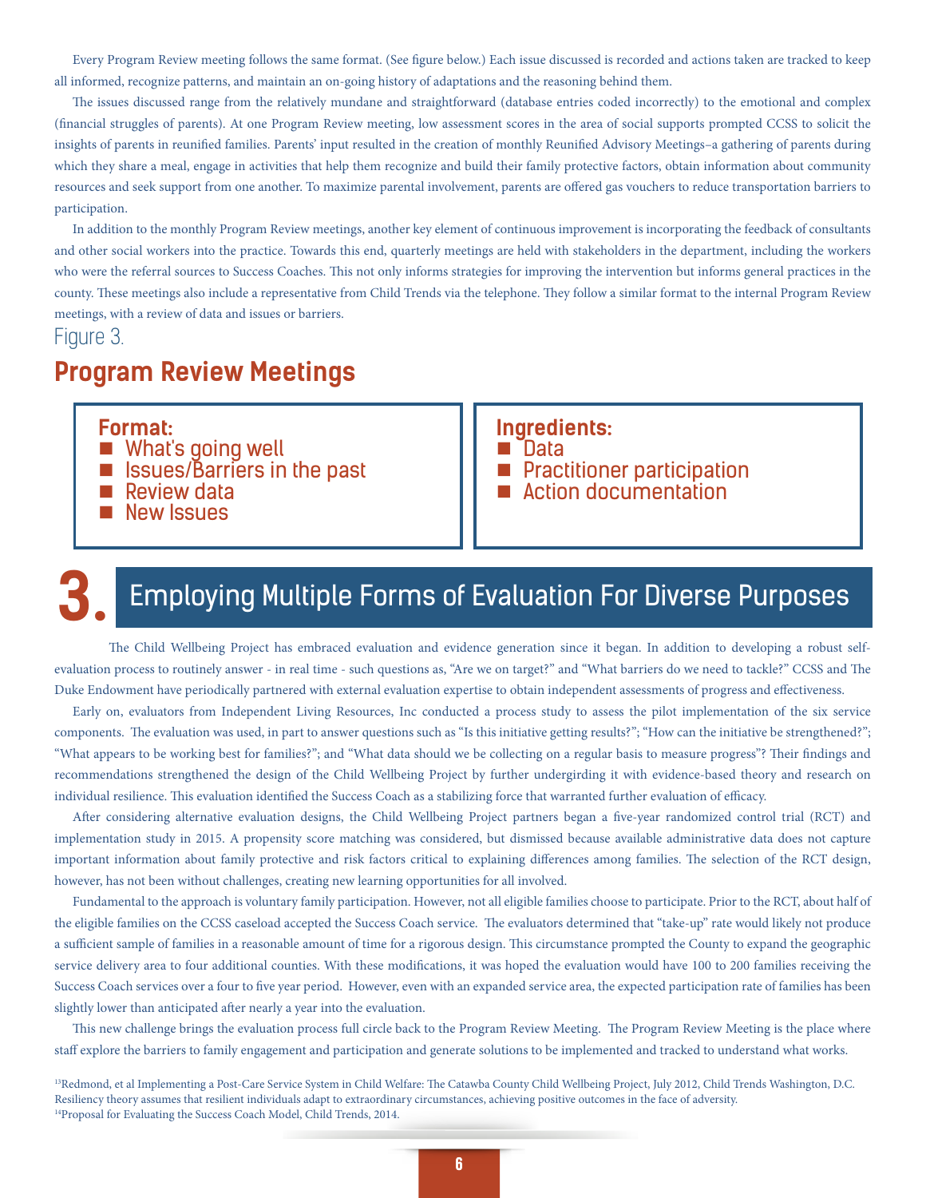Every Program Review meeting follows the same format. (See figure below.) Each issue discussed is recorded and actions taken are tracked to keep all informed, recognize patterns, and maintain an on-going history of adaptations and the reasoning behind them.

The issues discussed range from the relatively mundane and straightforward (database entries coded incorrectly) to the emotional and complex (financial struggles of parents). At one Program Review meeting, low assessment scores in the area of social supports prompted CCSS to solicit the insights of parents in reunified families. Parents' input resulted in the creation of monthly Reunified Advisory Meetings–a gathering of parents during which they share a meal, engage in activities that help them recognize and build their family protective factors, obtain information about community resources and seek support from one another. To maximize parental involvement, parents are offered gas vouchers to reduce transportation barriers to participation.

In addition to the monthly Program Review meetings, another key element of continuous improvement is incorporating the feedback of consultants and other social workers into the practice. Towards this end, quarterly meetings are held with stakeholders in the department, including the workers who were the referral sources to Success Coaches. This not only informs strategies for improving the intervention but informs general practices in the county. These meetings also include a representative from Child Trends via the telephone. They follow a similar format to the internal Program Review meetings, with a review of data and issues or barriers.

Figure 3.

## Program Review Meetings

**Format:**

- What's going well
- Issues/Barriers in the past
- Review data
- New Issues

**Ingredients:**

- Data
- Practitioner participation
- Action documentation

# 3. Employing Multiple Forms of Evaluation For Diverse Purposes

The Child Wellbeing Project has embraced evaluation and evidence generation since it began. In addition to developing a robust self-evaluation process to routinely answer - in real time - such questions as, "Are we on target?" and "What barriers do we need to tackle?" CCSS and The Duke Endowment have periodically partnered with external evaluation expertise to obtain independent assessments of progress and effectiveness.

Early on, evaluators from Independent Living Resources, Inc conducted a process study to assess the pilot implementation of the six service components. The evaluation was used, in part to answer questions such as "Is this initiative getting results?"; "How can the initiative be strengthened?"; "What appears to be working best for families?"; and "What data should we be collecting on a regular basis to measure progress"? Their findings and recommendations strengthened the design of the Child Wellbeing Project by further undergirding it with evidence-based theory and research on individual resilience. This evaluation identified the Success Coach as a stabilizing force that warranted further evaluation of efficacy.

After considering alternative evaluation designs, the Child Wellbeing Project partners began a five-year randomized control trial (RCT) and implementation study in 2015. A propensity score matching was considered, but dismissed because available administrative data does not capture important information about family protective and risk factors critical to explaining differences among families. The selection of the RCT design, however, has not been without challenges, creating new learning opportunities for all involved.

Fundamental to the approach is voluntary family participation. However, not all eligible families choose to participate. Prior to the RCT, about half of the eligible families on the CCSS caseload accepted the Success Coach service. The evaluators determined that "take-up" rate would likely not produce a sufficient sample of families in a reasonable amount of time for a rigorous design. This circumstance prompted the County to expand the geographic service delivery area to four additional counties. With these modifications, it was hoped the evaluation would have 100 to 200 families receiving the Success Coach services over a four to five year period. However, even with an expanded service area, the expected participation rate of families has been slightly lower than anticipated after nearly a year into the evaluation.

This new challenge brings the evaluation process full circle back to the Program Review Meeting. The Program Review Meeting is the place where staff explore the barriers to family engagement and participation and generate solutions to be implemented and tracked to understand what works.

[13]Redmond, et al Implementing a Post-Care Service System in Child Welfare: The Catawba County Child Wellbeing Project, July 2012, Child Trends Washington, D.C. Resiliency theory assumes that resilient individuals adapt to extraordinary circumstances, achieving positive outcomes in the face of adversity.
[14]Proposal for Evaluating the Success Coach Model, Child Trends, 2014.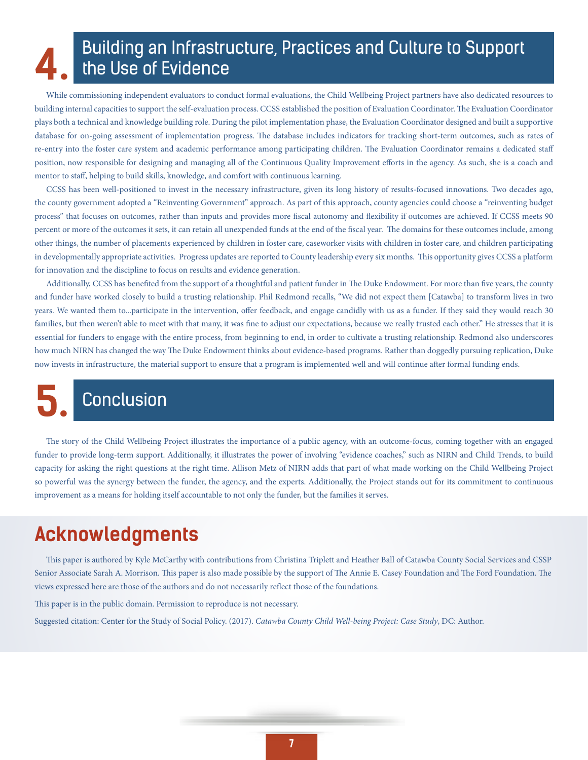# 4. Building an Infrastructure, Practices and Culture to Support the Use of Evidence

While commissioning independent evaluators to conduct formal evaluations, the Child Wellbeing Project partners have also dedicated resources to building internal capacities to support the self-evaluation process. CCSS established the position of Evaluation Coordinator. The Evaluation Coordinator plays both a technical and knowledge building role. During the pilot implementation phase, the Evaluation Coordinator designed and built a supportive database for on-going assessment of implementation progress. The database includes indicators for tracking short-term outcomes, such as rates of re-entry into the foster care system and academic performance among participating children. The Evaluation Coordinator remains a dedicated staff position, now responsible for designing and managing all of the Continuous Quality Improvement efforts in the agency. As such, she is a coach and mentor to staff, helping to build skills, knowledge, and comfort with continuous learning.

CCSS has been well-positioned to invest in the necessary infrastructure, given its long history of results-focused innovations. Two decades ago, the county government adopted a "Reinventing Government" approach. As part of this approach, county agencies could choose a "reinventing budget process" that focuses on outcomes, rather than inputs and provides more fiscal autonomy and flexibility if outcomes are achieved. If CCSS meets 90 percent or more of the outcomes it sets, it can retain all unexpended funds at the end of the fiscal year. The domains for these outcomes include, among other things, the number of placements experienced by children in foster care, caseworker visits with children in foster care, and children participating in developmentally appropriate activities. Progress updates are reported to County leadership every six months. This opportunity gives CCSS a platform for innovation and the discipline to focus on results and evidence generation.

Additionally, CCSS has benefited from the support of a thoughtful and patient funder in The Duke Endowment. For more than five years, the county and funder have worked closely to build a trusting relationship. Phil Redmond recalls, "We did not expect them [Catawba] to transform lives in two years. We wanted them to...participate in the intervention, offer feedback, and engage candidly with us as a funder. If they said they would reach 30 families, but then weren't able to meet with that many, it was fine to adjust our expectations, because we really trusted each other." He stresses that it is essential for funders to engage with the entire process, from beginning to end, in order to cultivate a trusting relationship. Redmond also underscores how much NIRN has changed the way The Duke Endowment thinks about evidence-based programs. Rather than doggedly pursuing replication, Duke now invests in infrastructure, the material support to ensure that a program is implemented well and will continue after formal funding ends.

# 5. Conclusion

The story of the Child Wellbeing Project illustrates the importance of a public agency, with an outcome-focus, coming together with an engaged funder to provide long-term support. Additionally, it illustrates the power of involving "evidence coaches," such as NIRN and Child Trends, to build capacity for asking the right questions at the right time. Allison Metz of NIRN adds that part of what made working on the Child Wellbeing Project so powerful was the synergy between the funder, the agency, and the experts. Additionally, the Project stands out for its commitment to continuous improvement as a means for holding itself accountable to not only the funder, but the families it serves.

## Acknowledgments

This paper is authored by Kyle McCarthy with contributions from Christina Triplett and Heather Ball of Catawba County Social Services and CSSP Senior Associate Sarah A. Morrison. This paper is also made possible by the support of The Annie E. Casey Foundation and The Ford Foundation. The views expressed here are those of the authors and do not necessarily reflect those of the foundations.

This paper is in the public domain. Permission to reproduce is not necessary.

Suggested citation: Center for the Study of Social Policy. (2017). *Catawba County Child Well-being Project: Case Study*, DC: Author.